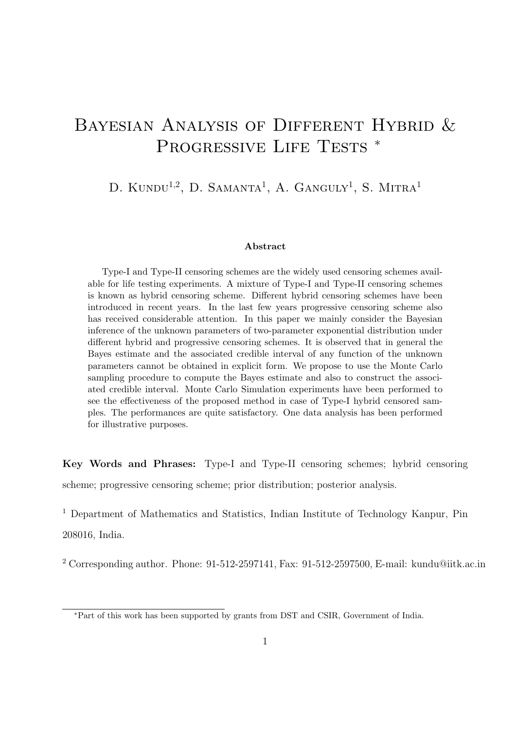# Bayesian Analysis of Different Hybrid & Progressive Life Tests *

D. Kundu[1,2], D. Samanta[1], A. Ganguly[1], S. Mitra[1]

### Abstract

Type-I and Type-II censoring schemes are the widely used censoring schemes available for life testing experiments. A mixture of Type-I and Type-II censoring schemes is known as hybrid censoring scheme. Different hybrid censoring schemes have been introduced in recent years. In the last few years progressive censoring scheme also has received considerable attention. In this paper we mainly consider the Bayesian inference of the unknown parameters of two-parameter exponential distribution under different hybrid and progressive censoring schemes. It is observed that in general the Bayes estimate and the associated credible interval of any function of the unknown parameters cannot be obtained in explicit form. We propose to use the Monte Carlo sampling procedure to compute the Bayes estimate and also to construct the associated credible interval. Monte Carlo Simulation experiments have been performed to see the effectiveness of the proposed method in case of Type-I hybrid censored samples. The performances are quite satisfactory. One data analysis has been performed for illustrative purposes.

**Key Words and Phrases:** Type-I and Type-II censoring schemes; hybrid censoring scheme; progressive censoring scheme; prior distribution; posterior analysis.

[1] Department of Mathematics and Statistics, Indian Institute of Technology Kanpur, Pin 208016, India.

[2] Corresponding author. Phone: 91-512-2597141, Fax: 91-512-2597500, E-mail: kundu@iitk.ac.in

*Part of this work has been supported by grants from DST and CSIR, Government of India.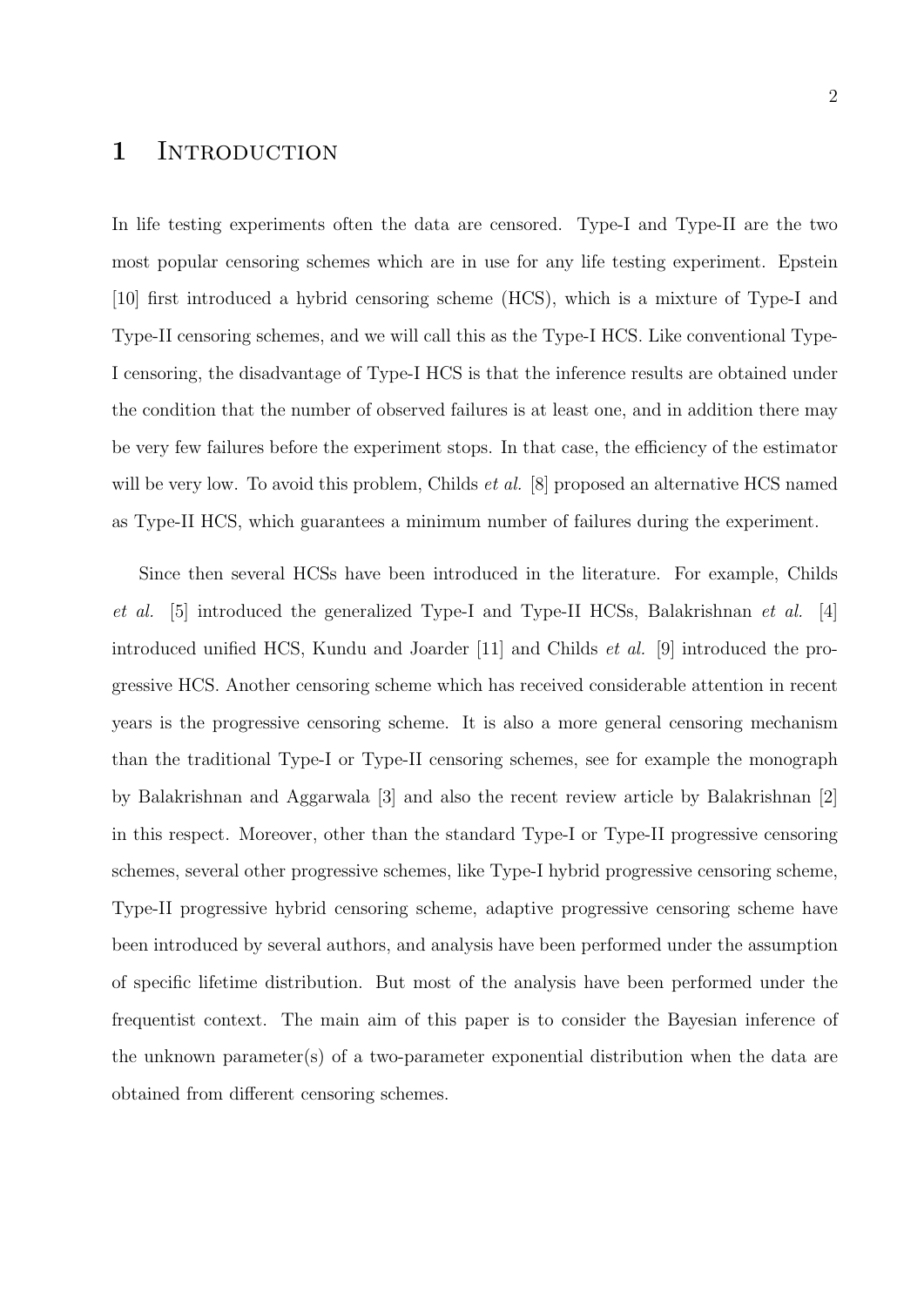# 1 Introduction

In life testing experiments often the data are censored. Type-I and Type-II are the two most popular censoring schemes which are in use for any life testing experiment. Epstein [10] first introduced a hybrid censoring scheme (HCS), which is a mixture of Type-I and Type-II censoring schemes, and we will call this as the Type-I HCS. Like conventional Type-I censoring, the disadvantage of Type-I HCS is that the inference results are obtained under the condition that the number of observed failures is at least one, and in addition there may be very few failures before the experiment stops. In that case, the efficiency of the estimator will be very low. To avoid this problem, Childs *et al.* [8] proposed an alternative HCS named as Type-II HCS, which guarantees a minimum number of failures during the experiment.

Since then several HCSs have been introduced in the literature. For example, Childs *et al.* [5] introduced the generalized Type-I and Type-II HCSs, Balakrishnan *et al.* [4] introduced unified HCS, Kundu and Joarder [11] and Childs *et al.* [9] introduced the progressive HCS. Another censoring scheme which has received considerable attention in recent years is the progressive censoring scheme. It is also a more general censoring mechanism than the traditional Type-I or Type-II censoring schemes, see for example the monograph by Balakrishnan and Aggarwala [3] and also the recent review article by Balakrishnan [2] in this respect. Moreover, other than the standard Type-I or Type-II progressive censoring schemes, several other progressive schemes, like Type-I hybrid progressive censoring scheme, Type-II progressive hybrid censoring scheme, adaptive progressive censoring scheme have been introduced by several authors, and analysis have been performed under the assumption of specific lifetime distribution. But most of the analysis have been performed under the frequentist context. The main aim of this paper is to consider the Bayesian inference of the unknown parameter(s) of a two-parameter exponential distribution when the data are obtained from different censoring schemes.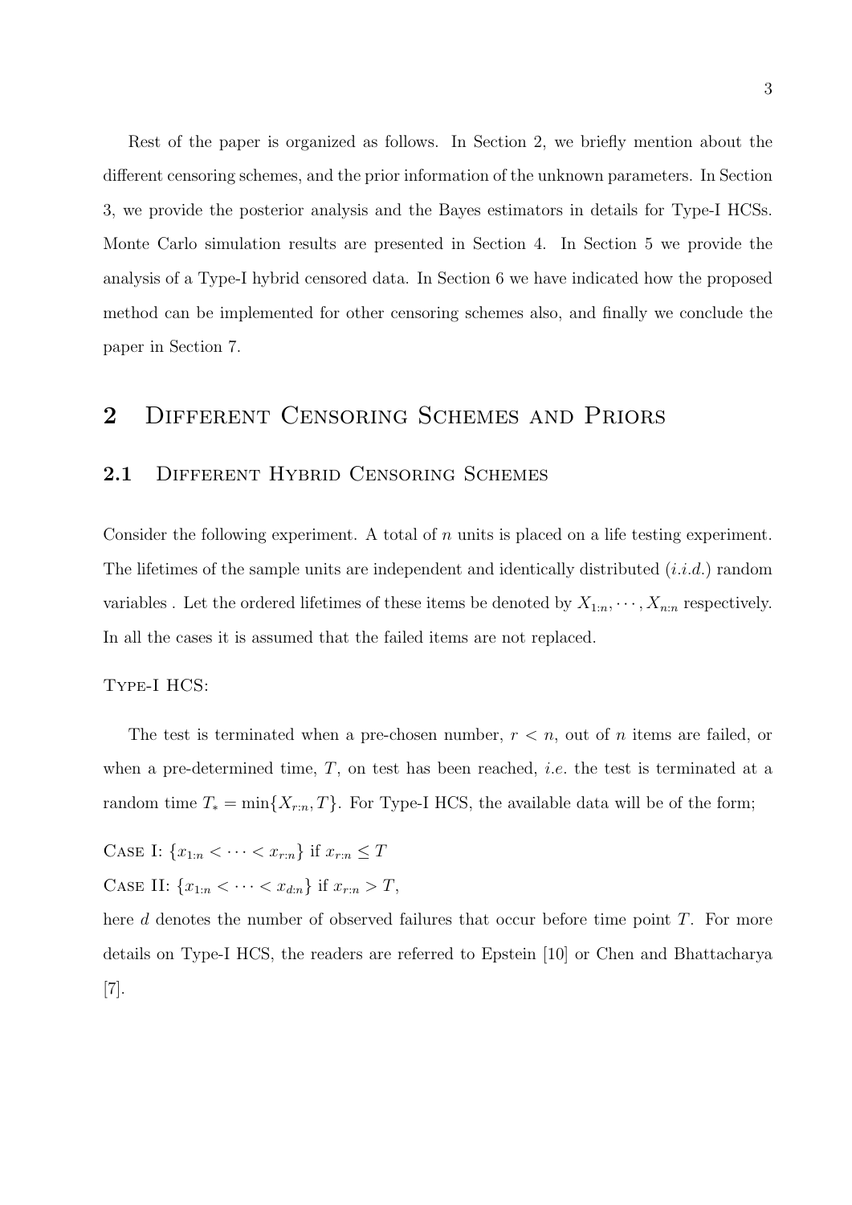Rest of the paper is organized as follows. In Section 2, we briefly mention about the different censoring schemes, and the prior information of the unknown parameters. In Section 3, we provide the posterior analysis and the Bayes estimators in details for Type-I HCSs. Monte Carlo simulation results are presented in Section 4. In Section 5 we provide the analysis of a Type-I hybrid censored data. In Section 6 we have indicated how the proposed method can be implemented for other censoring schemes also, and finally we conclude the paper in Section 7.

# 2 Different Censoring Schemes and Priors

## 2.1 Different Hybrid Censoring Schemes

Consider the following experiment. A total of $n$ units is placed on a life testing experiment. The lifetimes of the sample units are independent and identically distributed (*i.i.d.*) random variables . Let the ordered lifetimes of these items be denoted by $X_{1:n}, \cdots, X_{n:n}$ respectively. In all the cases it is assumed that the failed items are not replaced.

Type-I HCS:

The test is terminated when a pre-chosen number, $r < n$, out of $n$ items are failed, or when a pre-determined time, $T$, on test has been reached, *i.e.* the test is terminated at a random time $T_* = \min\{X_{r:n}, T\}$. For Type-I HCS, the available data will be of the form;

Case I: $\{x_{1:n} < \cdots < x_{r:n}\}$ if $x_{r:n} \leq T$

Case II: $\{x_{1:n} < \cdots < x_{d:n}\}$ if $x_{r:n} > T$,

here $d$ denotes the number of observed failures that occur before time point $T$. For more details on Type-I HCS, the readers are referred to Epstein [10] or Chen and Bhattacharya [7].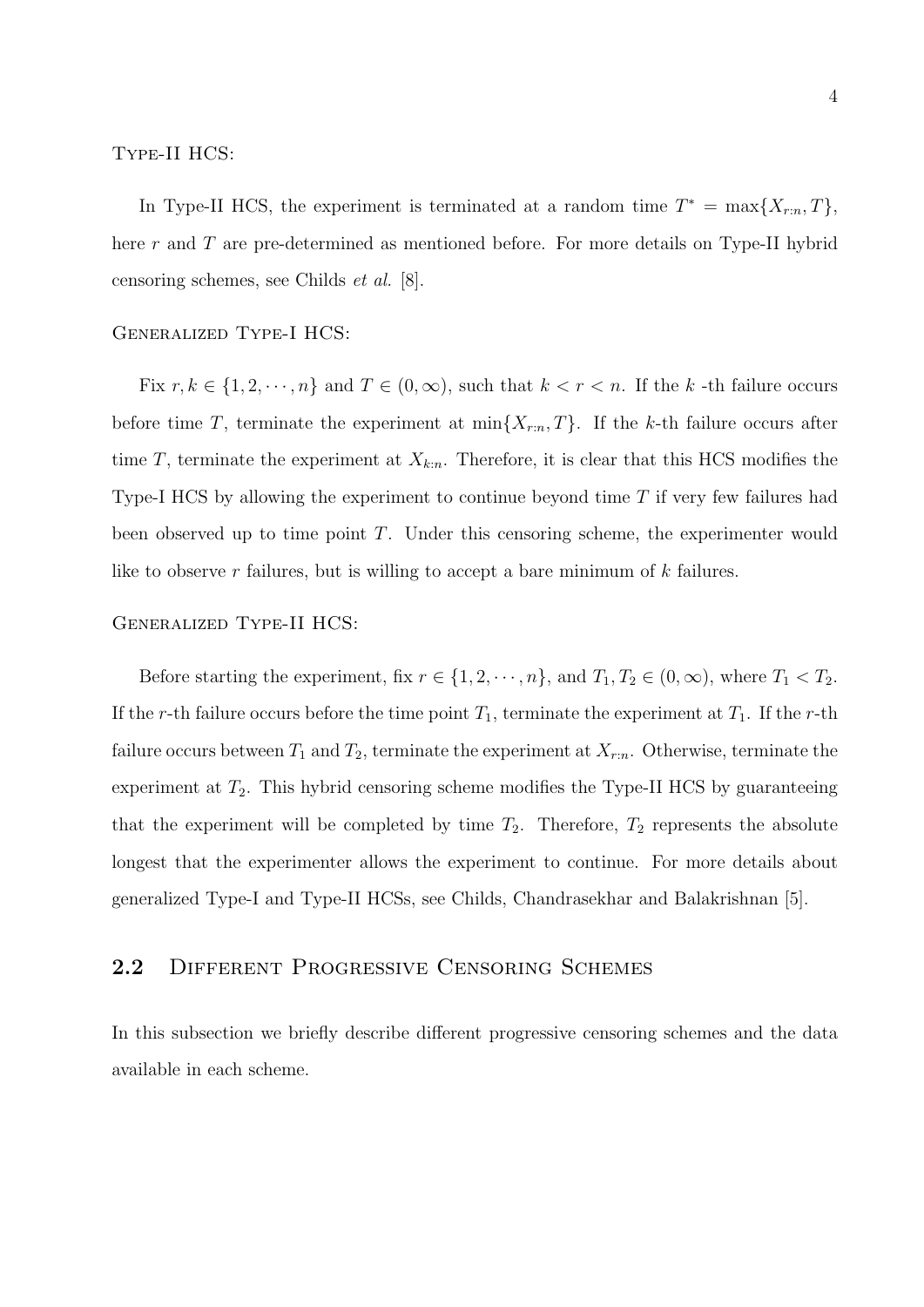Type-II HCS:

In Type-II HCS, the experiment is terminated at a random time $T^* = \max\{X_{r:n}, T\}$, here $r$ and $T$ are pre-determined as mentioned before. For more details on Type-II hybrid censoring schemes, see Childs *et al.* [8].

Generalized Type-I HCS:

Fix $r, k \in \{1, 2, \cdots, n\}$ and $T \in (0, \infty)$, such that $k < r < n$. If the $k$ -th failure occurs before time $T$, terminate the experiment at $\min\{X_{r:n}, T\}$. If the $k$-th failure occurs after time $T$, terminate the experiment at $X_{k:n}$. Therefore, it is clear that this HCS modifies the Type-I HCS by allowing the experiment to continue beyond time $T$ if very few failures had been observed up to time point $T$. Under this censoring scheme, the experimenter would like to observe $r$ failures, but is willing to accept a bare minimum of $k$ failures.

Generalized Type-II HCS:

Before starting the experiment, fix $r \in \{1, 2, \cdots, n\}$, and $T_1, T_2 \in (0, \infty)$, where $T_1 < T_2$. If the $r$-th failure occurs before the time point $T_1$, terminate the experiment at $T_1$. If the $r$-th failure occurs between $T_1$ and $T_2$, terminate the experiment at $X_{r:n}$. Otherwise, terminate the experiment at $T_2$. This hybrid censoring scheme modifies the Type-II HCS by guaranteeing that the experiment will be completed by time $T_2$. Therefore, $T_2$ represents the absolute longest that the experimenter allows the experiment to continue. For more details about generalized Type-I and Type-II HCSs, see Childs, Chandrasekhar and Balakrishnan [5].

## 2.2 Different Progressive Censoring Schemes

In this subsection we briefly describe different progressive censoring schemes and the data available in each scheme.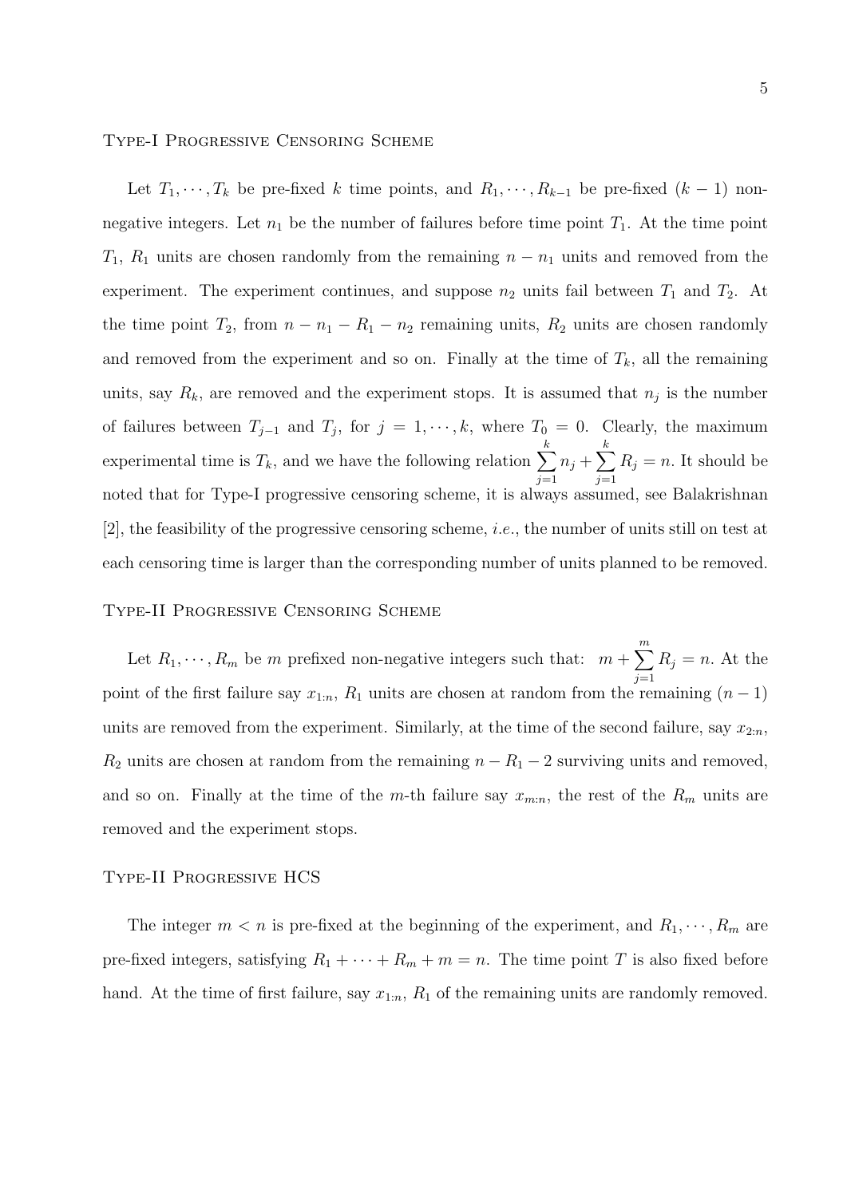### Type-I Progressive Censoring Scheme

Let $T_1, \cdots, T_k$ be pre-fixed $k$ time points, and $R_1, \cdots, R_{k-1}$ be pre-fixed $(k-1)$ non-negative integers. Let $n_1$ be the number of failures before time point $T_1$. At the time point $T_1$, $R_1$ units are chosen randomly from the remaining $n - n_1$ units and removed from the experiment. The experiment continues, and suppose $n_2$ units fail between $T_1$ and $T_2$. At the time point $T_2$, from $n - n_1 - R_1 - n_2$ remaining units, $R_2$ units are chosen randomly and removed from the experiment and so on. Finally at the time of $T_k$, all the remaining units, say $R_k$, are removed and the experiment stops. It is assumed that $n_j$ is the number of failures between $T_{j-1}$ and $T_j$, for $j = 1, \cdots, k$, where $T_0 = 0$. Clearly, the maximum experimental time is $T_k$, and we have the following relation $\sum_{j=1}^{k} n_j + \sum_{j=1}^{k} R_j = n$. It should be noted that for Type-I progressive censoring scheme, it is always assumed, see Balakrishnan [2], the feasibility of the progressive censoring scheme, *i.e.*, the number of units still on test at each censoring time is larger than the corresponding number of units planned to be removed.

### Type-II Progressive Censoring Scheme

Let $R_1, \cdots, R_m$ be $m$ prefixed non-negative integers such that: $m + \sum_{j=1}^{m} R_j = n$. At the point of the first failure say $x_{1:n}$, $R_1$ units are chosen at random from the remaining $(n-1)$ units are removed from the experiment. Similarly, at the time of the second failure, say $x_{2:n}$, $R_2$ units are chosen at random from the remaining $n - R_1 - 2$ surviving units and removed, and so on. Finally at the time of the $m$-th failure say $x_{m:n}$, the rest of the $R_m$ units are removed and the experiment stops.

### Type-II Progressive HCS

The integer $m < n$ is pre-fixed at the beginning of the experiment, and $R_1, \cdots, R_m$ are pre-fixed integers, satisfying $R_1 + \cdots + R_m + m = n$. The time point $T$ is also fixed before hand. At the time of first failure, say $x_{1:n}$, $R_1$ of the remaining units are randomly removed.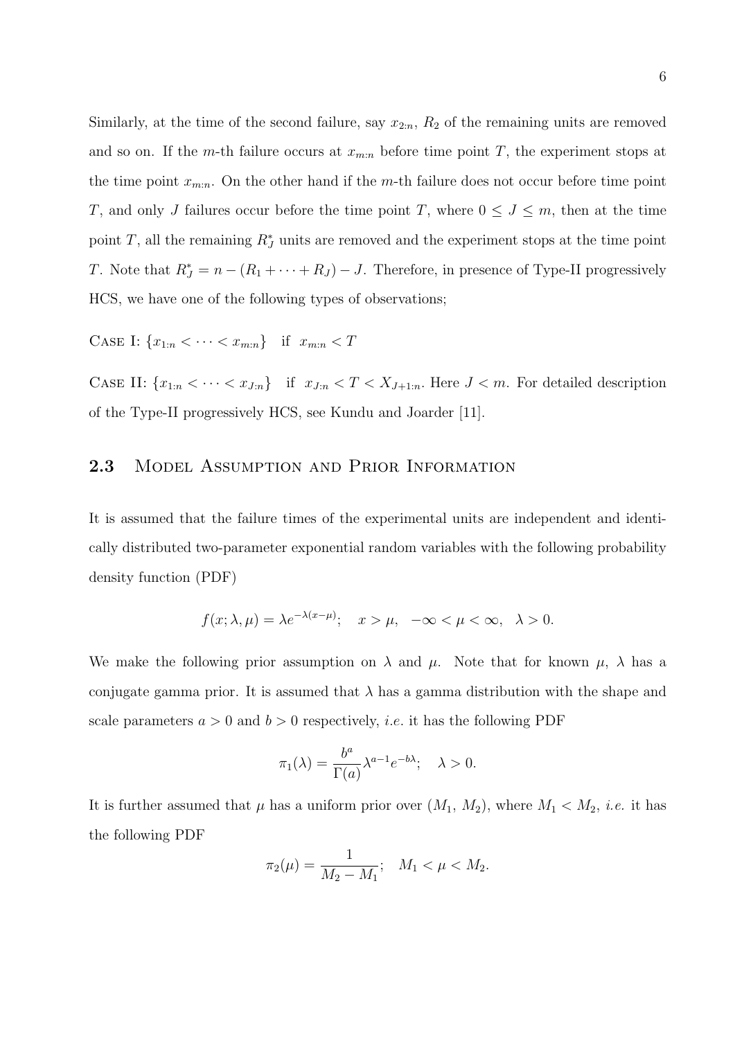Similarly, at the time of the second failure, say $x_{2:n}$, $R_2$ of the remaining units are removed and so on. If the $m$-th failure occurs at $x_{m:n}$ before time point $T$, the experiment stops at the time point $x_{m:n}$. On the other hand if the $m$-th failure does not occur before time point $T$, and only $J$ failures occur before the time point $T$, where $0 \leq J \leq m$, then at the time point $T$, all the remaining $R_J^*$ units are removed and the experiment stops at the time point $T$. Note that $R_J^* = n - (R_1 + \cdots + R_J) - J$. Therefore, in presence of Type-II progressively HCS, we have one of the following types of observations;

Case I: $\{x_{1:n} < \cdots < x_{m:n}\}$ if $x_{m:n} < T$

Case II: $\{x_{1:n} < \cdots < x_{J:n}\}$ if $x_{J:n} < T < X_{J+1:n}$. Here $J < m$. For detailed description of the Type-II progressively HCS, see Kundu and Joarder [11].

### 2.3 Model Assumption and Prior Information

It is assumed that the failure times of the experimental units are independent and identically distributed two-parameter exponential random variables with the following probability density function (PDF)

$$f(x; \lambda, \mu) = \lambda e^{-\lambda(x-\mu)}; \quad x > \mu, \quad -\infty < \mu < \infty, \quad \lambda > 0.$$

We make the following prior assumption on $\lambda$ and $\mu$. Note that for known $\mu$, $\lambda$ has a conjugate gamma prior. It is assumed that $\lambda$ has a gamma distribution with the shape and scale parameters $a > 0$ and $b > 0$ respectively, *i.e.* it has the following PDF

$$\pi_1(\lambda) = \frac{b^a}{\Gamma(a)} \lambda^{a-1} e^{-b\lambda}; \quad \lambda > 0.$$

It is further assumed that $\mu$ has a uniform prior over $(M_1, M_2)$, where $M_1 < M_2$, *i.e.* it has the following PDF

$$\pi_2(\mu) = \frac{1}{M_2 - M_1}; \quad M_1 < \mu < M_2.$$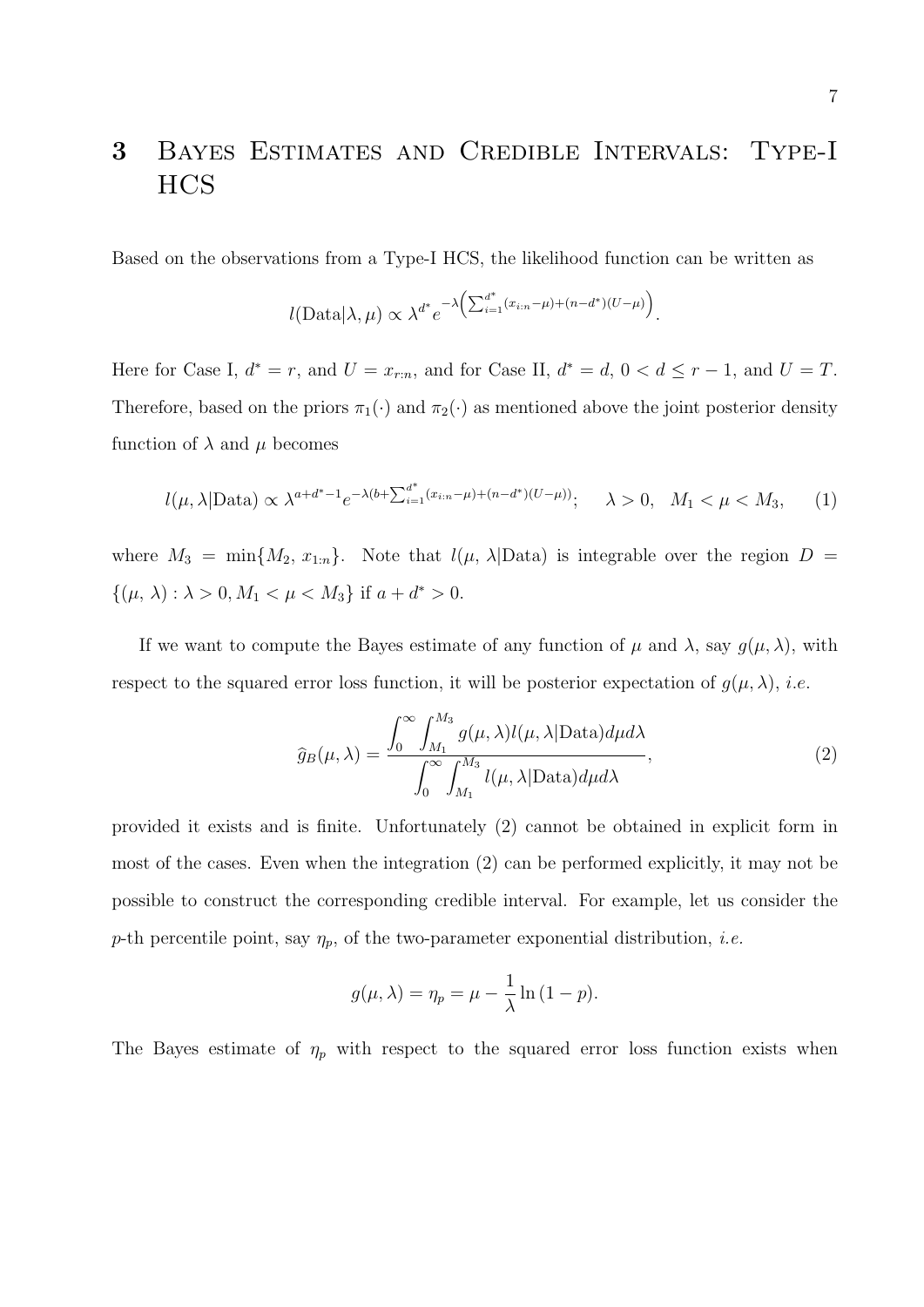# 3 Bayes Estimates and Credible Intervals: Type-I HCS

Based on the observations from a Type-I HCS, the likelihood function can be written as

$$l(\text{Data}|\lambda, \mu) \propto \lambda^{d^*} e^{-\lambda\left(\sum_{i=1}^{d^*}(x_{i:n}-\mu)+(n-d^*)(U-\mu)\right)}.$$

Here for Case I, $d^* = r$, and $U = x_{r:n}$, and for Case II, $d^* = d$, $0 < d \leq r-1$, and $U = T$. Therefore, based on the priors $\pi_1(\cdot)$ and $\pi_2(\cdot)$ as mentioned above the joint posterior density function of $\lambda$ and $\mu$ becomes

$$l(\mu, \lambda|\text{Data}) \propto \lambda^{a+d^*-1} e^{-\lambda(b+\sum_{i=1}^{d^*}(x_{i:n}-\mu)+(n-d^*)(U-\mu))}; \quad \lambda > 0, \quad M_1 < \mu < M_3, \tag{1}$$

where $M_3 = \min\{M_2, x_{1:n}\}$. Note that $l(\mu, \lambda|\text{Data})$ is integrable over the region $D = \{(\mu, \lambda) : \lambda > 0, M_1 < \mu < M_3\}$ if $a + d^* > 0$.

If we want to compute the Bayes estimate of any function of $\mu$ and $\lambda$, say $g(\mu, \lambda)$, with respect to the squared error loss function, it will be posterior expectation of $g(\mu, \lambda)$, *i.e.*

$$\widehat{g}_B(\mu, \lambda) = \frac{\displaystyle\int_0^\infty \int_{M_1}^{M_3} g(\mu, \lambda) l(\mu, \lambda|\text{Data}) d\mu d\lambda}{\displaystyle\int_0^\infty \int_{M_1}^{M_3} l(\mu, \lambda|\text{Data}) d\mu d\lambda}, \tag{2}$$

provided it exists and is finite. Unfortunately (2) cannot be obtained in explicit form in most of the cases. Even when the integration (2) can be performed explicitly, it may not be possible to construct the corresponding credible interval. For example, let us consider the $p$-th percentile point, say $\eta_p$, of the two-parameter exponential distribution, *i.e.*

$$g(\mu, \lambda) = \eta_p = \mu - \frac{1}{\lambda}\ln(1-p).$$

The Bayes estimate of $\eta_p$ with respect to the squared error loss function exists when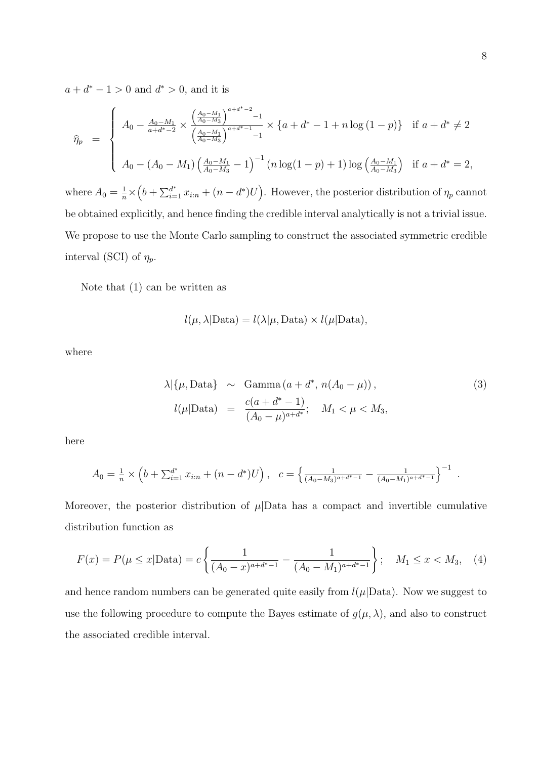$a + d^* - 1 > 0$ and $d^* > 0$, and it is

$$
\widehat{\eta}_p = \begin{cases} A_0 - \frac{A_0 - M_1}{a+d^*-2} \times \frac{\left(\frac{A_0-M_1}{A_0-M_3}\right)^{a+d^*-2} - 1}{\left(\frac{A_0-M_1}{A_0-M_3}\right)^{a+d^*-1} - 1} \times \{a + d^* - 1 + n \log(1-p)\} & \text{if } a + d^* \neq 2 \\ A_0 - (A_0 - M_1)\left(\frac{A_0-M_1}{A_0-M_3} - 1\right)^{-1} (n \log(1-p) + 1) \log\left(\frac{A_0-M_1}{A_0-M_3}\right) & \text{if } a + d^* = 2, \end{cases}
$$

where $A_0 = \frac{1}{n} \times \left(b + \sum_{i=1}^{d^*} x_{i:n} + (n - d^*)U\right)$. However, the posterior distribution of $\eta_p$ cannot be obtained explicitly, and hence finding the credible interval analytically is not a trivial issue. We propose to use the Monte Carlo sampling to construct the associated symmetric credible interval (SCI) of $\eta_p$.

Note that (1) can be written as

$$
l(\mu, \lambda|\text{Data}) = l(\lambda|\mu, \text{Data}) \times l(\mu|\text{Data}),
$$

where

$$
\begin{aligned} \lambda|\{\mu, \text{Data}\} &\sim \text{Gamma}\left(a + d^*,\, n(A_0 - \mu)\right), \\ l(\mu|\text{Data}) &= \frac{c(a + d^* - 1)}{(A_0 - \mu)^{a+d^*}}; \quad M_1 < \mu < M_3, \end{aligned} \tag{3}
$$

here

$$
A_0 = \frac{1}{n} \times \left(b + \sum_{i=1}^{d^*} x_{i:n} + (n - d^*)U\right), \quad c = \left\{\frac{1}{(A_0-M_3)^{a+d^*-1}} - \frac{1}{(A_0-M_1)^{a+d^*-1}}\right\}^{-1}.
$$

Moreover, the posterior distribution of $\mu|$Data has a compact and invertible cumulative distribution function as

$$
F(x) = P(\mu \leq x|\text{Data}) = c\left\{\frac{1}{(A_0 - x)^{a+d^*-1}} - \frac{1}{(A_0 - M_1)^{a+d^*-1}}\right\}; \quad M_1 \leq x < M_3, \tag{4}
$$

and hence random numbers can be generated quite easily from $l(\mu|\text{Data})$. Now we suggest to use the following procedure to compute the Bayes estimate of $g(\mu, \lambda)$, and also to construct the associated credible interval.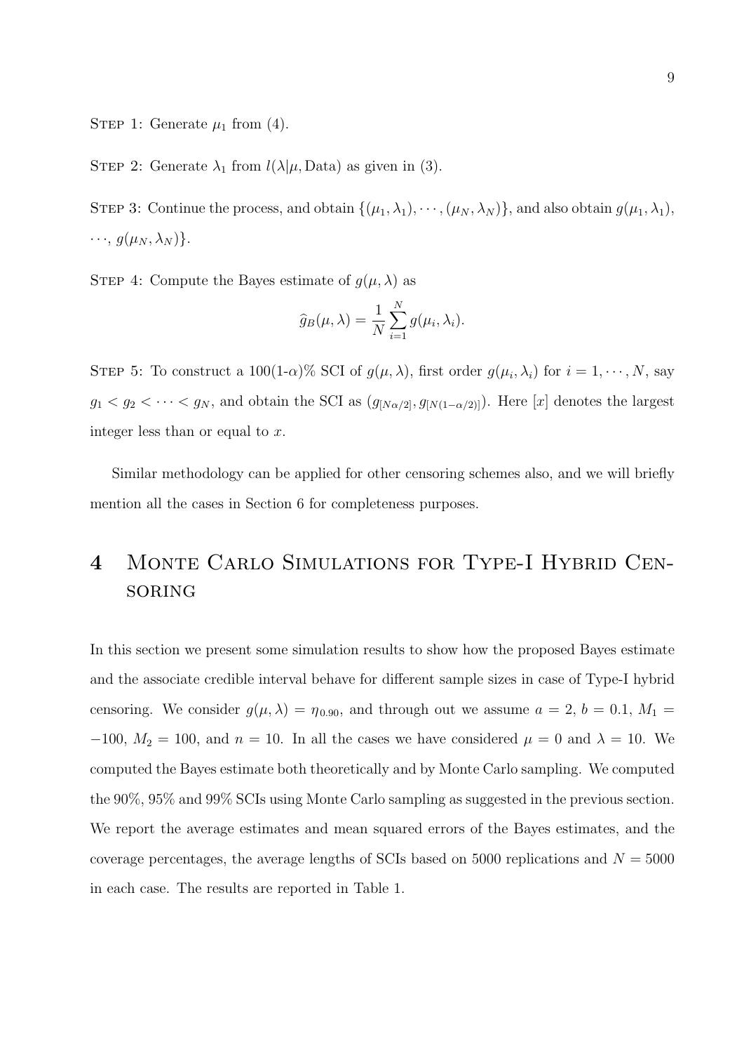STEP 1: Generate $\mu_1$ from (4).

STEP 2: Generate $\lambda_1$ from $l(\lambda|\mu, \text{Data})$ as given in (3).

STEP 3: Continue the process, and obtain $\{(\mu_1, \lambda_1), \cdots, (\mu_N, \lambda_N)\}$, and also obtain $g(\mu_1, \lambda_1)$, $\cdots$, $g(\mu_N, \lambda_N)\}$.

STEP 4: Compute the Bayes estimate of $g(\mu, \lambda)$ as

$$\widehat{g}_B(\mu, \lambda) = \frac{1}{N}\sum_{i=1}^{N} g(\mu_i, \lambda_i).$$

STEP 5: To construct a 100(1-$\alpha$)% SCI of $g(\mu, \lambda)$, first order $g(\mu_i, \lambda_i)$ for $i = 1, \cdots, N$, say $g_1 < g_2 < \cdots < g_N$, and obtain the SCI as $(g_{[N\alpha/2]}, g_{[N(1-\alpha/2)]})$. Here $[x]$ denotes the largest integer less than or equal to $x$.

Similar methodology can be applied for other censoring schemes also, and we will briefly mention all the cases in Section 6 for completeness purposes.

# 4 Monte Carlo Simulations for Type-I Hybrid Censoring

In this section we present some simulation results to show how the proposed Bayes estimate and the associate credible interval behave for different sample sizes in case of Type-I hybrid censoring. We consider $g(\mu, \lambda) = \eta_{0.90}$, and through out we assume $a = 2$, $b = 0.1$, $M_1 = -100$, $M_2 = 100$, and $n = 10$. In all the cases we have considered $\mu = 0$ and $\lambda = 10$. We computed the Bayes estimate both theoretically and by Monte Carlo sampling. We computed the 90%, 95% and 99% SCIs using Monte Carlo sampling as suggested in the previous section. We report the average estimates and mean squared errors of the Bayes estimates, and the coverage percentages, the average lengths of SCIs based on 5000 replications and $N = 5000$ in each case. The results are reported in Table 1.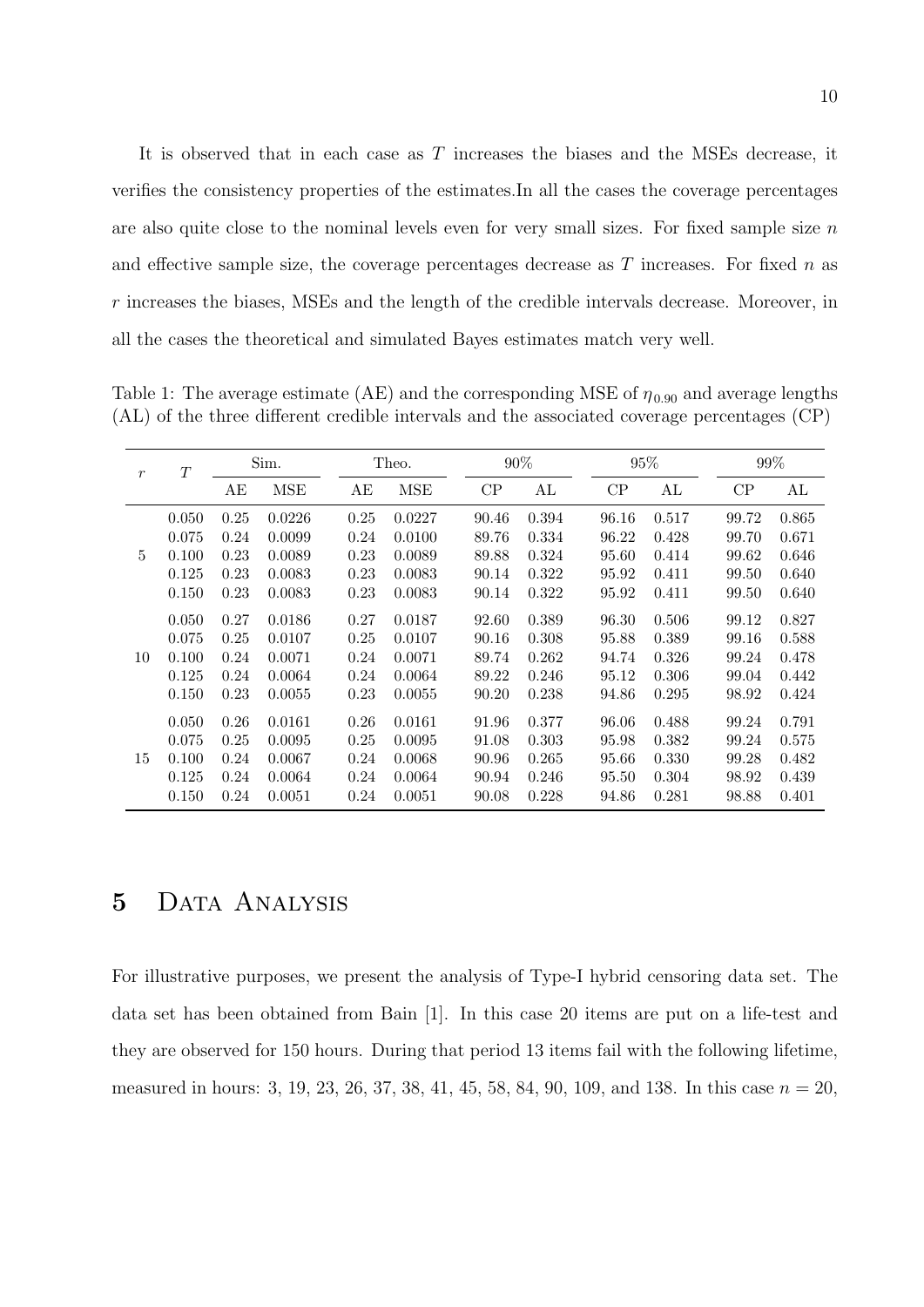It is observed that in each case as $T$ increases the biases and the MSEs decrease, it verifies the consistency properties of the estimates.In all the cases the coverage percentages are also quite close to the nominal levels even for very small sizes. For fixed sample size $n$ and effective sample size, the coverage percentages decrease as $T$ increases. For fixed $n$ as $r$ increases the biases, MSEs and the length of the credible intervals decrease. Moreover, in all the cases the theoretical and simulated Bayes estimates match very well.

Table 1: The average estimate (AE) and the corresponding MSE of $\eta_{0.90}$ and average lengths (AL) of the three different credible intervals and the associated coverage percentages (CP)

| $r$ | $T$ | Sim. | | Theo. | | 90% | | 95% | | 99% | |
|---|---|---|---|---|---|---|---|---|---|---|---|
| | | AE | MSE | AE | MSE | CP | AL | CP | AL | CP | AL |
| 5 | 0.050 | 0.25 | 0.0226 | 0.25 | 0.0227 | 90.46 | 0.394 | 96.16 | 0.517 | 99.72 | 0.865 |
| | 0.075 | 0.24 | 0.0099 | 0.24 | 0.0100 | 89.76 | 0.334 | 96.22 | 0.428 | 99.70 | 0.671 |
| | 0.100 | 0.23 | 0.0089 | 0.23 | 0.0089 | 89.88 | 0.324 | 95.60 | 0.414 | 99.62 | 0.646 |
| | 0.125 | 0.23 | 0.0083 | 0.23 | 0.0083 | 90.14 | 0.322 | 95.92 | 0.411 | 99.50 | 0.640 |
| | 0.150 | 0.23 | 0.0083 | 0.23 | 0.0083 | 90.14 | 0.322 | 95.92 | 0.411 | 99.50 | 0.640 |
| 10 | 0.050 | 0.27 | 0.0186 | 0.27 | 0.0187 | 92.60 | 0.389 | 96.30 | 0.506 | 99.12 | 0.827 |
| | 0.075 | 0.25 | 0.0107 | 0.25 | 0.0107 | 90.16 | 0.308 | 95.88 | 0.389 | 99.16 | 0.588 |
| | 0.100 | 0.24 | 0.0071 | 0.24 | 0.0071 | 89.74 | 0.262 | 94.74 | 0.326 | 99.24 | 0.478 |
| | 0.125 | 0.24 | 0.0064 | 0.24 | 0.0064 | 89.22 | 0.246 | 95.12 | 0.306 | 99.04 | 0.442 |
| | 0.150 | 0.23 | 0.0055 | 0.23 | 0.0055 | 90.20 | 0.238 | 94.86 | 0.295 | 98.92 | 0.424 |
| 15 | 0.050 | 0.26 | 0.0161 | 0.26 | 0.0161 | 91.96 | 0.377 | 96.06 | 0.488 | 99.24 | 0.791 |
| | 0.075 | 0.25 | 0.0095 | 0.25 | 0.0095 | 91.08 | 0.303 | 95.98 | 0.382 | 99.24 | 0.575 |
| | 0.100 | 0.24 | 0.0067 | 0.24 | 0.0068 | 90.96 | 0.265 | 95.66 | 0.330 | 99.28 | 0.482 |
| | 0.125 | 0.24 | 0.0064 | 0.24 | 0.0064 | 90.94 | 0.246 | 95.50 | 0.304 | 98.92 | 0.439 |
| | 0.150 | 0.24 | 0.0051 | 0.24 | 0.0051 | 90.08 | 0.228 | 94.86 | 0.281 | 98.88 | 0.401 |

## 5 Data Analysis

For illustrative purposes, we present the analysis of Type-I hybrid censoring data set. The data set has been obtained from Bain [1]. In this case 20 items are put on a life-test and they are observed for 150 hours. During that period 13 items fail with the following lifetime, measured in hours: 3, 19, 23, 26, 37, 38, 41, 45, 58, 84, 90, 109, and 138. In this case $n = 20$,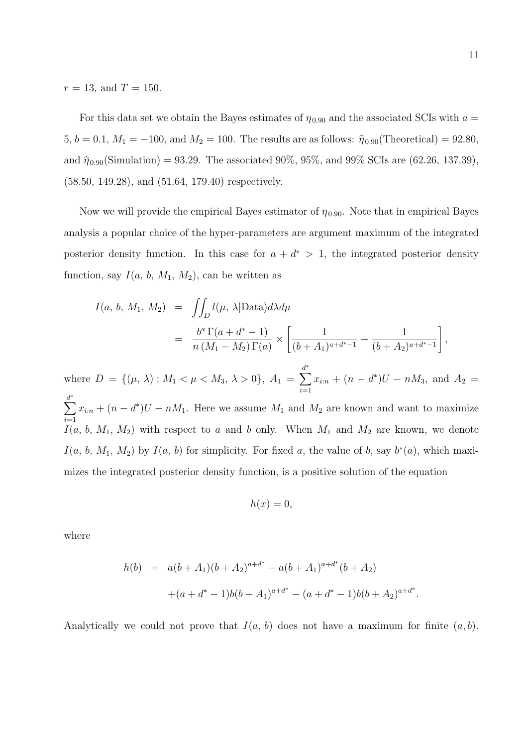$r = 13$, and $T = 150$.

For this data set we obtain the Bayes estimates of $\eta_{0.90}$ and the associated SCIs with $a = 5$, $b = 0.1$, $M_1 = -100$, and $M_2 = 100$. The results are as follows: $\widehat{\eta}_{0.90}(\text{Theoretical}) = 92.80$, and $\widehat{\eta}_{0.90}(\text{Simulation}) = 93.29$. The associated 90%, 95%, and 99% SCIs are (62.26, 137.39), (58.50, 149.28), and (51.64, 179.40) respectively.

Now we will provide the empirical Bayes estimator of $\eta_{0.90}$. Note that in empirical Bayes analysis a popular choice of the hyper-parameters are argument maximum of the integrated posterior density function. In this case for $a + d^* > 1$, the integrated posterior density function, say $I(a, b, M_1, M_2)$, can be written as

$$
\begin{aligned}
I(a,\, b,\, M_1,\, M_2) &= \iint_D l(\mu,\, \lambda|\text{Data}) d\lambda d\mu \\
&= \frac{b^a\, \Gamma(a + d^* - 1)}{n\,(M_1 - M_2)\, \Gamma(a)} \times \left[ \frac{1}{(b + A_1)^{a+d^*-1}} - \frac{1}{(b + A_2)^{a+d^*-1}} \right],
\end{aligned}
$$

where $D = \{(\mu,\, \lambda) : M_1 < \mu < M_3,\, \lambda > 0\}$, $A_1 = \sum_{i=1}^{d^*} x_{i:n} + (n - d^*)U - nM_3$, and $A_2 = \sum_{i=1}^{d^*} x_{i:n} + (n - d^*)U - nM_1$. Here we assume $M_1$ and $M_2$ are known and want to maximize $I(a, b, M_1, M_2)$ with respect to $a$ and $b$ only. When $M_1$ and $M_2$ are known, we denote $I(a, b, M_1, M_2)$ by $I(a, b)$ for simplicity. For fixed $a$, the value of $b$, say $b^*(a)$, which maximizes the integrated posterior density function, is a positive solution of the equation

$$
h(x) = 0,
$$

where

$$
\begin{aligned}
h(b) &= a(b + A_1)(b + A_2)^{a+d^*} - a(b + A_1)^{a+d^*}(b + A_2) \\
&\quad + (a + d^* - 1)b(b + A_1)^{a+d^*} - (a + d^* - 1)b(b + A_2)^{a+d^*}.
\end{aligned}
$$

Analytically we could not prove that $I(a, b)$ does not have a maximum for finite $(a, b)$.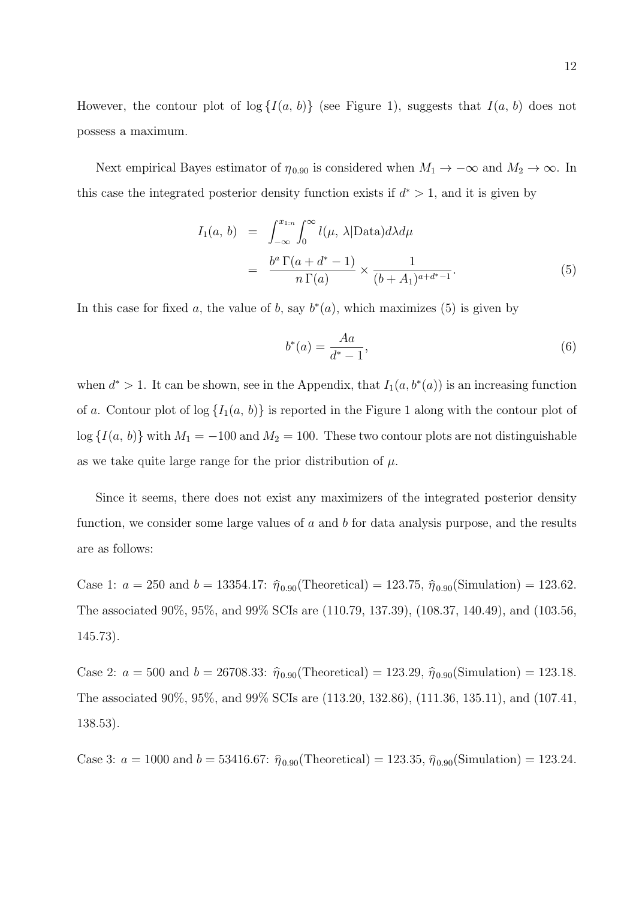However, the contour plot of $\log\{I(a,\, b)\}$ (see Figure 1), suggests that $I(a,\, b)$ does not possess a maximum.

Next empirical Bayes estimator of $\eta_{0.90}$ is considered when $M_1 \to -\infty$ and $M_2 \to \infty$. In this case the integrated posterior density function exists if $d^* > 1$, and it is given by

$$
\begin{aligned}
I_1(a,\, b) &= \int_{-\infty}^{x_{1:n}} \int_0^{\infty} l(\mu,\, \lambda|\text{Data}) d\lambda d\mu \\
&= \frac{b^a\, \Gamma(a + d^* - 1)}{n\, \Gamma(a)} \times \frac{1}{(b + A_1)^{a + d^* - 1}}. \qquad (5)
\end{aligned}
$$

In this case for fixed $a$, the value of $b$, say $b^*(a)$, which maximizes (5) is given by

$$
b^*(a) = \frac{Aa}{d^* - 1}, \qquad (6)
$$

when $d^* > 1$. It can be shown, see in the Appendix, that $I_1(a, b^*(a))$ is an increasing function of $a$. Contour plot of $\log\{I_1(a,\, b)\}$ is reported in the Figure 1 along with the contour plot of $\log\{I(a,\, b)\}$ with $M_1 = -100$ and $M_2 = 100$. These two contour plots are not distinguishable as we take quite large range for the prior distribution of $\mu$.

Since it seems, there does not exist any maximizers of the integrated posterior density function, we consider some large values of $a$ and $b$ for data analysis purpose, and the results are as follows:

Case 1: $a = 250$ and $b = 13354.17$: $\widehat{\eta}_{0.90}$(Theoretical) = 123.75, $\widehat{\eta}_{0.90}$(Simulation) = 123.62. The associated 90%, 95%, and 99% SCIs are (110.79, 137.39), (108.37, 140.49), and (103.56, 145.73).

Case 2: $a = 500$ and $b = 26708.33$: $\widehat{\eta}_{0.90}$(Theoretical) = 123.29, $\widehat{\eta}_{0.90}$(Simulation) = 123.18. The associated 90%, 95%, and 99% SCIs are (113.20, 132.86), (111.36, 135.11), and (107.41, 138.53).

Case 3: $a = 1000$ and $b = 53416.67$: $\widehat{\eta}_{0.90}$(Theoretical) = 123.35, $\widehat{\eta}_{0.90}$(Simulation) = 123.24.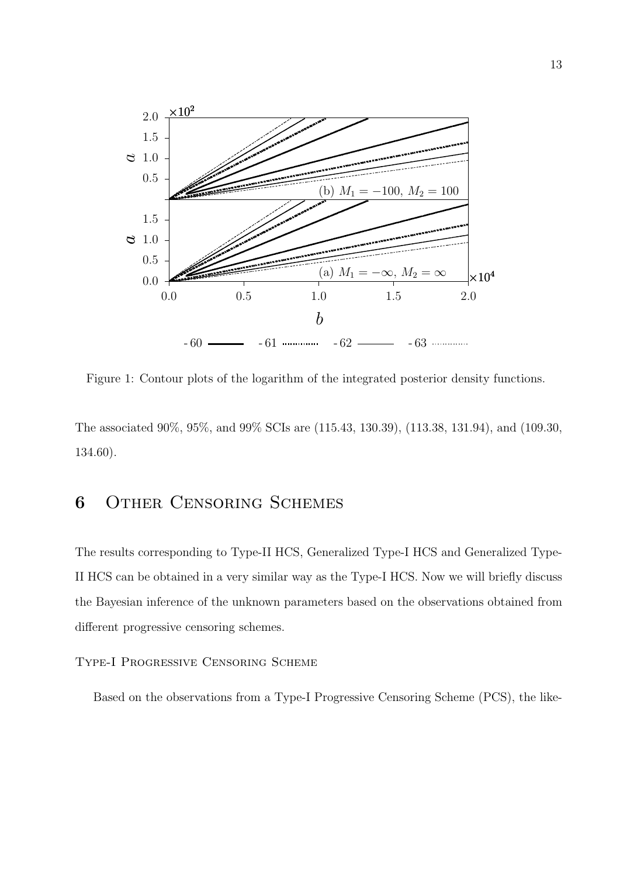Figure 1: Contour plots of the logarithm of the integrated posterior density functions.

The associated 90%, 95%, and 99% SCIs are (115.43, 130.39), (113.38, 131.94), and (109.30, 134.60).

# 6 Other Censoring Schemes

The results corresponding to Type-II HCS, Generalized Type-I HCS and Generalized Type-II HCS can be obtained in a very similar way as the Type-I HCS. Now we will briefly discuss the Bayesian inference of the unknown parameters based on the observations obtained from different progressive censoring schemes.

Type-I Progressive Censoring Scheme

Based on the observations from a Type-I Progressive Censoring Scheme (PCS), the like-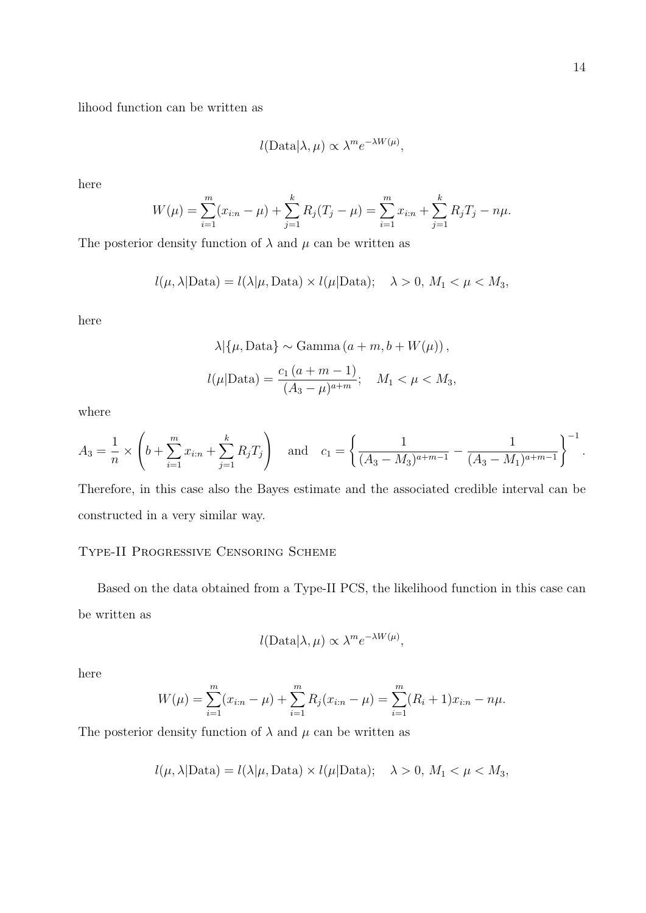lihood function can be written as

$$l(\text{Data}|\lambda, \mu) \propto \lambda^m e^{-\lambda W(\mu)},$$

here

$$W(\mu) = \sum_{i=1}^{m}(x_{i:n} - \mu) + \sum_{j=1}^{k} R_j(T_j - \mu) = \sum_{i=1}^{m} x_{i:n} + \sum_{j=1}^{k} R_j T_j - n\mu.$$

The posterior density function of $\lambda$ and $\mu$ can be written as

$$l(\mu, \lambda|\text{Data}) = l(\lambda|\mu, \text{Data}) \times l(\mu|\text{Data}); \quad \lambda > 0,\ M_1 < \mu < M_3,$$

here

$$\lambda|\{\mu, \text{Data}\} \sim \text{Gamma}\left(a + m, b + W(\mu)\right),$$

$$l(\mu|\text{Data}) = \frac{c_1\,(a + m - 1)}{(A_3 - \mu)^{a+m}}; \quad M_1 < \mu < M_3,$$

where

$$A_3 = \frac{1}{n} \times \left(b + \sum_{i=1}^{m} x_{i:n} + \sum_{j=1}^{k} R_j T_j\right) \quad \text{and} \quad c_1 = \left\{\frac{1}{(A_3 - M_3)^{a+m-1}} - \frac{1}{(A_3 - M_1)^{a+m-1}}\right\}^{-1}.$$

Therefore, in this case also the Bayes estimate and the associated credible interval can be constructed in a very similar way.

### Type-II Progressive Censoring Scheme

Based on the data obtained from a Type-II PCS, the likelihood function in this case can be written as

$$l(\text{Data}|\lambda, \mu) \propto \lambda^m e^{-\lambda W(\mu)},$$

here

$$W(\mu) = \sum_{i=1}^{m}(x_{i:n} - \mu) + \sum_{i=1}^{m} R_j(x_{i:n} - \mu) = \sum_{i=1}^{m}(R_i + 1)x_{i:n} - n\mu.$$

The posterior density function of $\lambda$ and $\mu$ can be written as

$$l(\mu, \lambda|\text{Data}) = l(\lambda|\mu, \text{Data}) \times l(\mu|\text{Data}); \quad \lambda > 0,\ M_1 < \mu < M_3,$$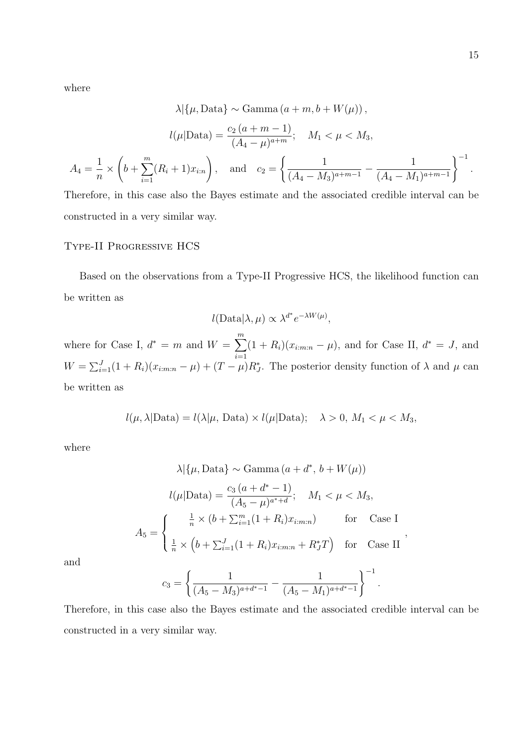where

$$\lambda|\{\mu, \text{Data}\} \sim \text{Gamma}\left(a+m, b+W(\mu)\right),$$

$$l(\mu|\text{Data}) = \frac{c_2\,(a+m-1)}{(A_4-\mu)^{a+m}}; \quad M_1 < \mu < M_3,$$

$$A_4 = \frac{1}{n} \times \left(b + \sum_{i=1}^{m}(R_i+1)x_{i:n}\right), \quad \text{and} \quad c_2 = \left\{\frac{1}{(A_4-M_3)^{a+m-1}} - \frac{1}{(A_4-M_1)^{a+m-1}}\right\}^{-1}.$$

Therefore, in this case also the Bayes estimate and the associated credible interval can be constructed in a very similar way.

## Type-II Progressive HCS

Based on the observations from a Type-II Progressive HCS, the likelihood function can be written as

$$l(\text{Data}|\lambda, \mu) \propto \lambda^{d^*} e^{-\lambda W(\mu)},$$

where for Case I, $d^* = m$ and $W = \sum_{i=1}^{m}(1+R_i)(x_{i:m:n} - \mu)$, and for Case II, $d^* = J$, and $W = \sum_{i=1}^{J}(1+R_i)(x_{i:m:n} - \mu) + (T-\mu)R_J^*$. The posterior density function of $\lambda$ and $\mu$ can be written as

$$l(\mu, \lambda|\text{Data}) = l(\lambda|\mu, \text{ Data}) \times l(\mu|\text{Data}); \quad \lambda > 0,\ M_1 < \mu < M_3,$$

where

$$\lambda|\{\mu, \text{Data}\} \sim \text{Gamma}\left(a+d^*,\ b+W(\mu)\right)$$

$$l(\mu|\text{Data}) = \frac{c_3\,(a+d^*-1)}{(A_5-\mu)^{a^*+d}}; \quad M_1 < \mu < M_3,$$

$$A_5 = \begin{cases} \frac{1}{n} \times \left(b + \sum_{i=1}^{m}(1+R_i)x_{i:m:n}\right) & \text{for} \quad \text{Case I} \\ \frac{1}{n} \times \left(b + \sum_{i=1}^{J}(1+R_i)x_{i:m:n} + R_J^* T\right) & \text{for} \quad \text{Case II} \end{cases},$$

and

$$c_3 = \left\{\frac{1}{(A_5-M_3)^{a+d^*-1}} - \frac{1}{(A_5-M_1)^{a+d^*-1}}\right\}^{-1}.$$

Therefore, in this case also the Bayes estimate and the associated credible interval can be constructed in a very similar way.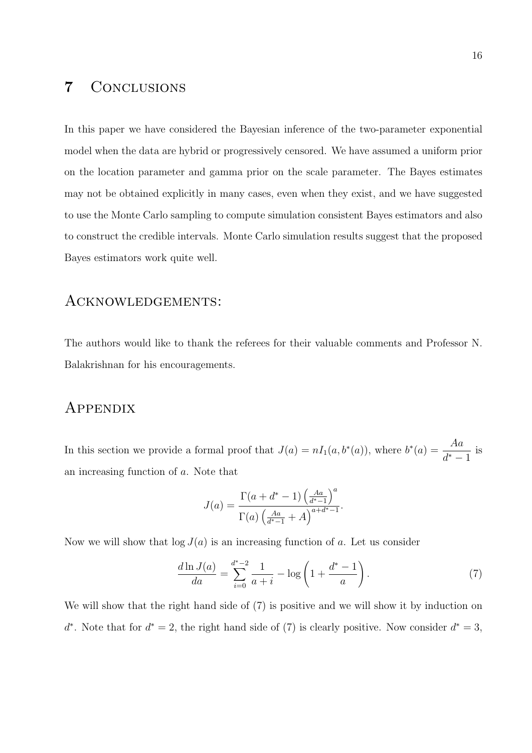## 7 Conclusions

In this paper we have considered the Bayesian inference of the two-parameter exponential model when the data are hybrid or progressively censored. We have assumed a uniform prior on the location parameter and gamma prior on the scale parameter. The Bayes estimates may not be obtained explicitly in many cases, even when they exist, and we have suggested to use the Monte Carlo sampling to compute simulation consistent Bayes estimators and also to construct the credible intervals. Monte Carlo simulation results suggest that the proposed Bayes estimators work quite well.

## Acknowledgements:

The authors would like to thank the referees for their valuable comments and Professor N. Balakrishnan for his encouragements.

## Appendix

In this section we provide a formal proof that $J(a) = nI_1(a, b^*(a))$, where $b^*(a) = \dfrac{Aa}{d^* - 1}$ is an increasing function of $a$. Note that

$$J(a) = \frac{\Gamma(a + d^* - 1)\left(\frac{Aa}{d^*-1}\right)^a}{\Gamma(a)\left(\frac{Aa}{d^*-1} + A\right)^{a+d^*-1}}.$$

Now we will show that $\log J(a)$ is an increasing function of $a$. Let us consider

$$\frac{d \ln J(a)}{da} = \sum_{i=0}^{d^*-2} \frac{1}{a+i} - \log\left(1 + \frac{d^* - 1}{a}\right). \tag{7}$$

We will show that the right hand side of (7) is positive and we will show it by induction on $d^*$. Note that for $d^* = 2$, the right hand side of (7) is clearly positive. Now consider $d^* = 3$,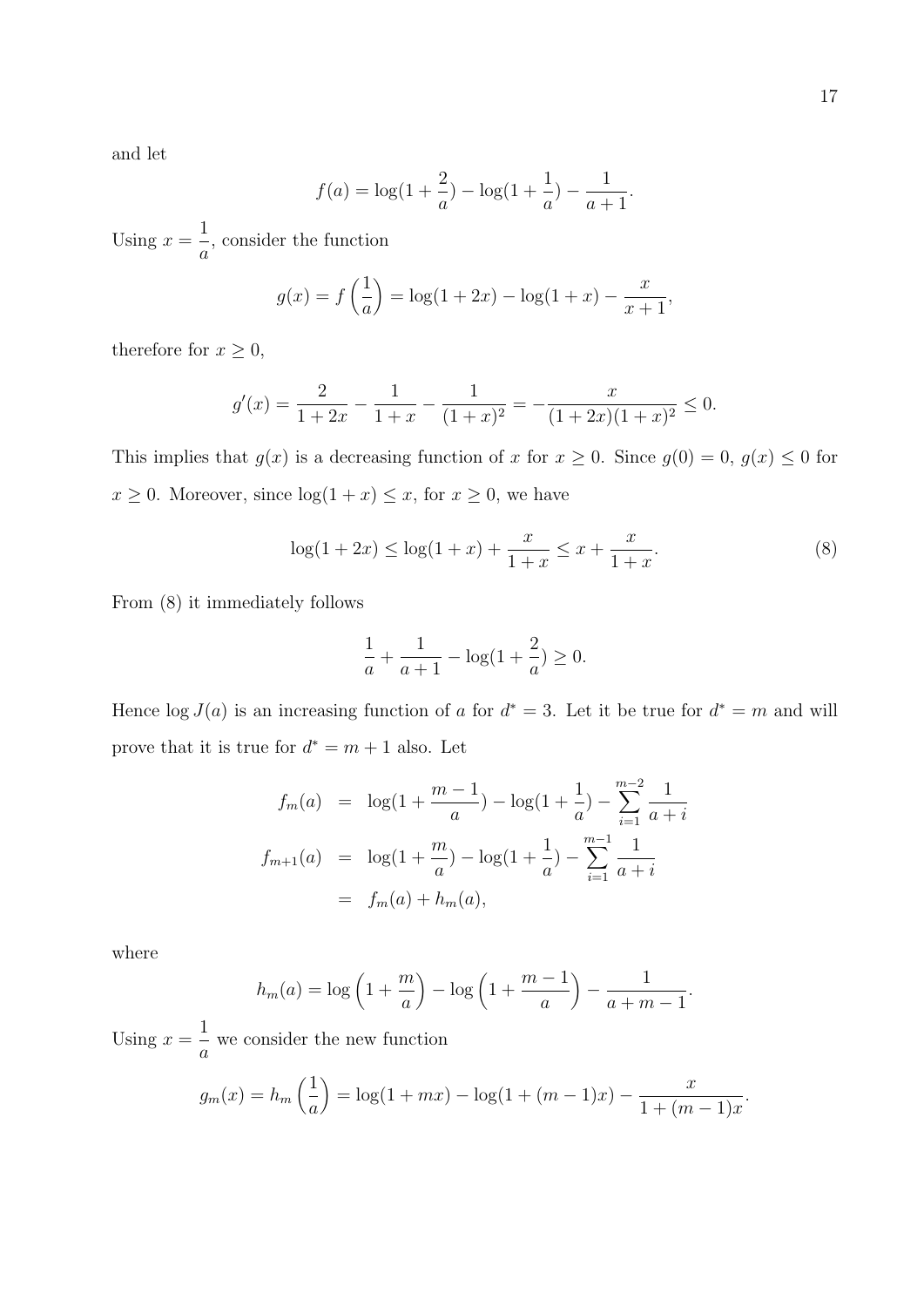and let

$$f(a) = \log(1 + \frac{2}{a}) - \log(1 + \frac{1}{a}) - \frac{1}{a+1}.$$

Using $x = \dfrac{1}{a}$, consider the function

$$g(x) = f\left(\frac{1}{a}\right) = \log(1 + 2x) - \log(1 + x) - \frac{x}{x+1},$$

therefore for $x \geq 0$,

$$g'(x) = \frac{2}{1+2x} - \frac{1}{1+x} - \frac{1}{(1+x)^2} = -\frac{x}{(1+2x)(1+x)^2} \leq 0.$$

This implies that $g(x)$ is a decreasing function of $x$ for $x \geq 0$. Since $g(0) = 0$, $g(x) \leq 0$ for $x \geq 0$. Moreover, since $\log(1+x) \leq x$, for $x \geq 0$, we have

$$\log(1 + 2x) \leq \log(1 + x) + \frac{x}{1+x} \leq x + \frac{x}{1+x}. \tag{8}$$

From (8) it immediately follows

$$\frac{1}{a} + \frac{1}{a+1} - \log(1 + \frac{2}{a}) \geq 0.$$

Hence $\log J(a)$ is an increasing function of $a$ for $d^* = 3$. Let it be true for $d^* = m$ and will prove that it is true for $d^* = m + 1$ also. Let

$$\begin{aligned}
f_m(a) &= \log(1 + \frac{m-1}{a}) - \log(1 + \frac{1}{a}) - \sum_{i=1}^{m-2} \frac{1}{a+i} \\
f_{m+1}(a) &= \log(1 + \frac{m}{a}) - \log(1 + \frac{1}{a}) - \sum_{i=1}^{m-1} \frac{1}{a+i} \\
&= f_m(a) + h_m(a),
\end{aligned}$$

where

$$h_m(a) = \log\left(1 + \frac{m}{a}\right) - \log\left(1 + \frac{m-1}{a}\right) - \frac{1}{a+m-1}.$$

Using $x = \dfrac{1}{a}$ we consider the new function

$$g_m(x) = h_m\left(\frac{1}{a}\right) = \log(1 + mx) - \log(1 + (m-1)x) - \frac{x}{1+(m-1)x}.$$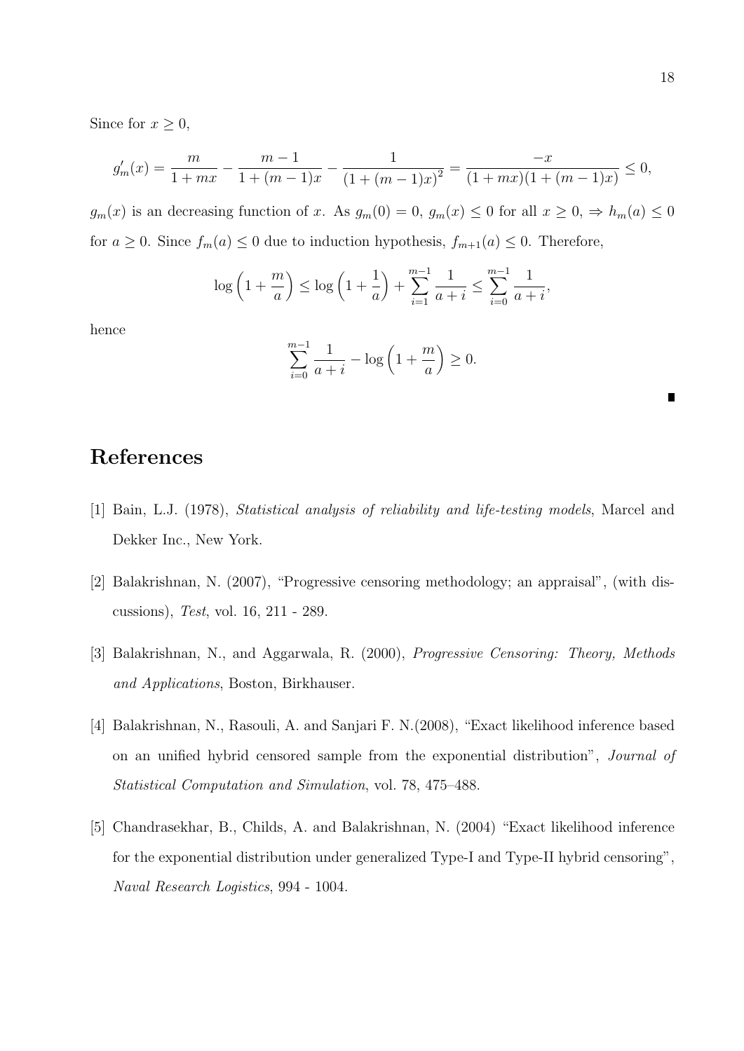Since for $x \geq 0$,

$$g'_m(x) = \frac{m}{1+mx} - \frac{m-1}{1+(m-1)x} - \frac{1}{(1+(m-1)x)^2} = \frac{-x}{(1+mx)(1+(m-1)x)} \leq 0,$$

$g_m(x)$ is an decreasing function of $x$. As $g_m(0) = 0$, $g_m(x) \leq 0$ for all $x \geq 0$, $\Rightarrow h_m(a) \leq 0$ for $a \geq 0$. Since $f_m(a) \leq 0$ due to induction hypothesis, $f_{m+1}(a) \leq 0$. Therefore,

$$\log\left(1 + \frac{m}{a}\right) \leq \log\left(1 + \frac{1}{a}\right) + \sum_{i=1}^{m-1} \frac{1}{a+i} \leq \sum_{i=0}^{m-1} \frac{1}{a+i},$$

hence

$$\sum_{i=0}^{m-1} \frac{1}{a+i} - \log\left(1 + \frac{m}{a}\right) \geq 0.$$

■

# References

[1] Bain, L.J. (1978), *Statistical analysis of reliability and life-testing models*, Marcel and Dekker Inc., New York.

[2] Balakrishnan, N. (2007), "Progressive censoring methodology; an appraisal", (with discussions), *Test*, vol. 16, 211 - 289.

[3] Balakrishnan, N., and Aggarwala, R. (2000), *Progressive Censoring: Theory, Methods and Applications*, Boston, Birkhauser.

[4] Balakrishnan, N., Rasouli, A. and Sanjari F. N.(2008), "Exact likelihood inference based on an unified hybrid censored sample from the exponential distribution", *Journal of Statistical Computation and Simulation*, vol. 78, 475–488.

[5] Chandrasekhar, B., Childs, A. and Balakrishnan, N. (2004) "Exact likelihood inference for the exponential distribution under generalized Type-I and Type-II hybrid censoring", *Naval Research Logistics*, 994 - 1004.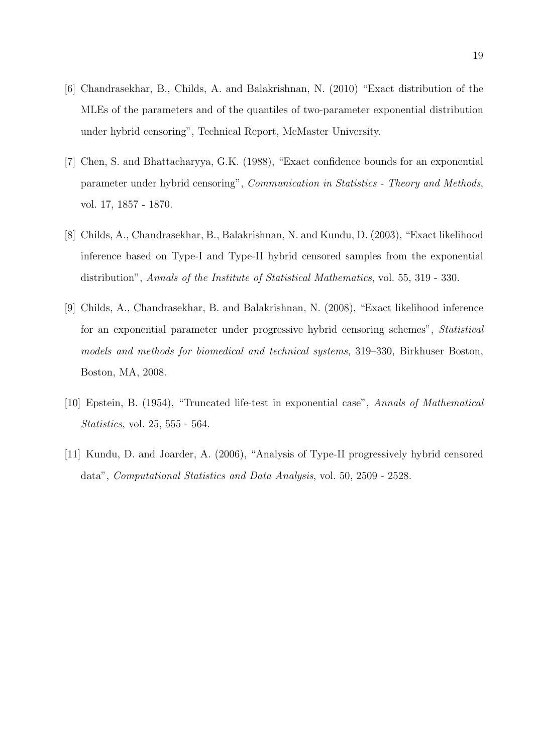[6] Chandrasekhar, B., Childs, A. and Balakrishnan, N. (2010) "Exact distribution of the MLEs of the parameters and of the quantiles of two-parameter exponential distribution under hybrid censoring", Technical Report, McMaster University.

[7] Chen, S. and Bhattacharyya, G.K. (1988), "Exact confidence bounds for an exponential parameter under hybrid censoring", *Communication in Statistics - Theory and Methods*, vol. 17, 1857 - 1870.

[8] Childs, A., Chandrasekhar, B., Balakrishnan, N. and Kundu, D. (2003), "Exact likelihood inference based on Type-I and Type-II hybrid censored samples from the exponential distribution", *Annals of the Institute of Statistical Mathematics*, vol. 55, 319 - 330.

[9] Childs, A., Chandrasekhar, B. and Balakrishnan, N. (2008), "Exact likelihood inference for an exponential parameter under progressive hybrid censoring schemes", *Statistical models and methods for biomedical and technical systems*, 319–330, Birkhuser Boston, Boston, MA, 2008.

[10] Epstein, B. (1954), "Truncated life-test in exponential case", *Annals of Mathematical Statistics*, vol. 25, 555 - 564.

[11] Kundu, D. and Joarder, A. (2006), "Analysis of Type-II progressively hybrid censored data", *Computational Statistics and Data Analysis*, vol. 50, 2509 - 2528.